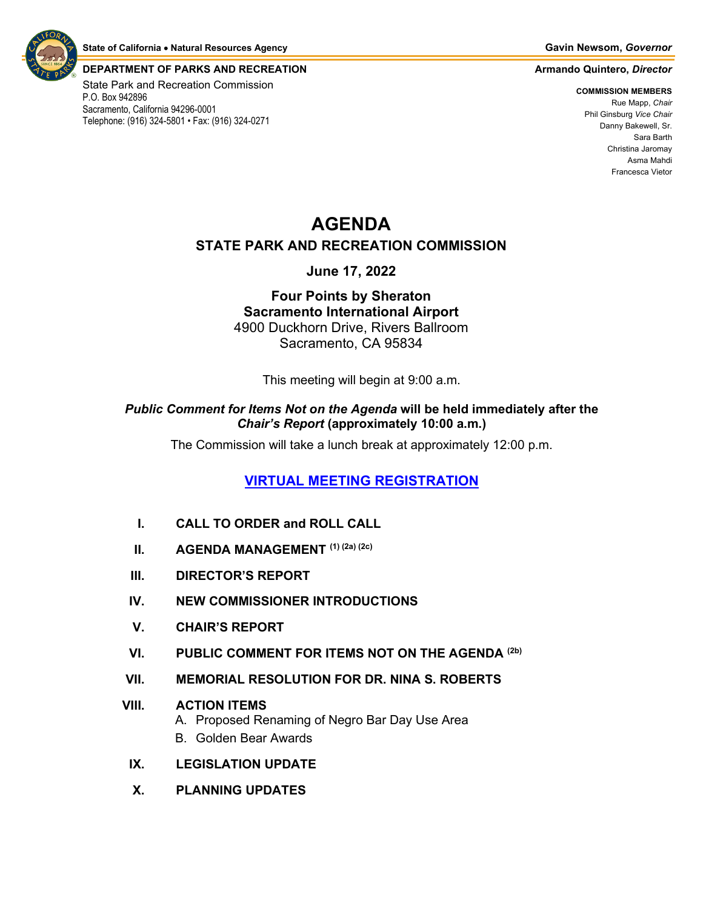State of California • Natural Resources Agency

Gavin Newsom, *Governor*

**DEPARTMENT OF PARKS AND RECREATION**

Armando Quintero, *Director*

State Park and Recreation Commission
P.O. Box 942896
Sacramento, California 94296-0001
Telephone: (916) 324-5801 • Fax: (916) 324-0271

**COMMISSION MEMBERS**
Rue Mapp, *Chair*
Phil Ginsburg *Vice Chair*
Danny Bakewell, Sr.
Sara Barth
Christina Jaromay
Asma Mahdi
Francesca Vietor

# AGENDA

## STATE PARK AND RECREATION COMMISSION

**June 17, 2022**

**Four Points by Sheraton**
**Sacramento International Airport**
4900 Duckhorn Drive, Rivers Ballroom
Sacramento, CA 95834

This meeting will begin at 9:00 a.m.

***Public Comment for Items Not on the Agenda*** **will be held immediately after the** ***Chair's Report*** **(approximately 10:00 a.m.)**

The Commission will take a lunch break at approximately 12:00 p.m.

**VIRTUAL MEETING REGISTRATION**

I. **CALL TO ORDER and ROLL CALL**

II. **AGENDA MANAGEMENT** (1) (2a) (2c)

III. **DIRECTOR'S REPORT**

IV. **NEW COMMISSIONER INTRODUCTIONS**

V. **CHAIR'S REPORT**

VI. **PUBLIC COMMENT FOR ITEMS NOT ON THE AGENDA** (2b)

VII. **MEMORIAL RESOLUTION FOR DR. NINA S. ROBERTS**

VIII. **ACTION ITEMS**
   A. Proposed Renaming of Negro Bar Day Use Area
   B. Golden Bear Awards

IX. **LEGISLATION UPDATE**

X. **PLANNING UPDATES**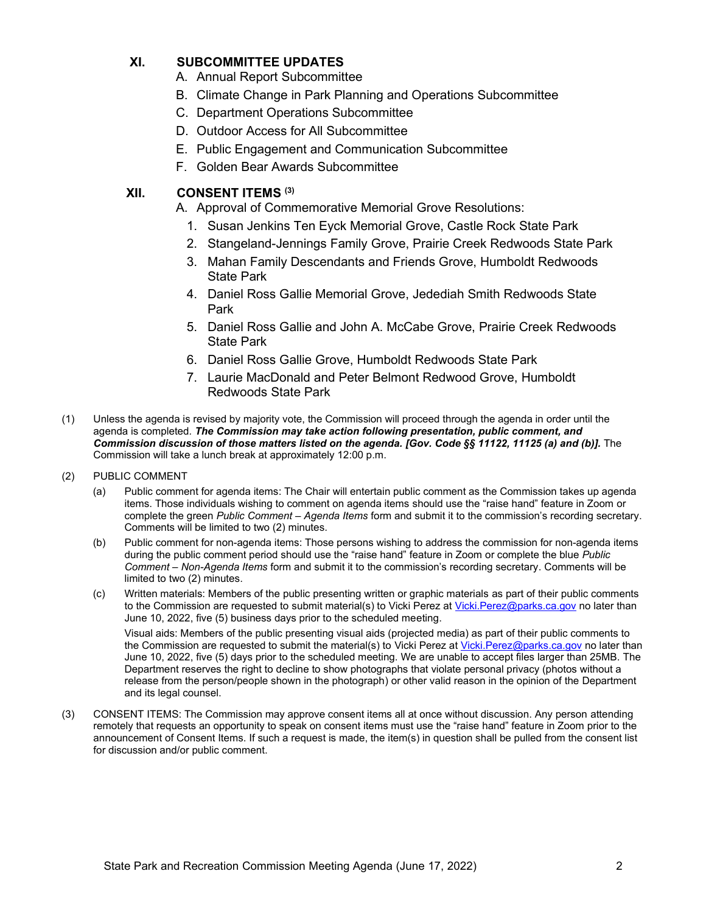## XI. SUBCOMMITTEE UPDATES

A. Annual Report Subcommittee
B. Climate Change in Park Planning and Operations Subcommittee
C. Department Operations Subcommittee
D. Outdoor Access for All Subcommittee
E. Public Engagement and Communication Subcommittee
F. Golden Bear Awards Subcommittee

## XII. CONSENT ITEMS [(3)]

A. Approval of Commemorative Memorial Grove Resolutions:
  1. Susan Jenkins Ten Eyck Memorial Grove, Castle Rock State Park
  2. Stangeland-Jennings Family Grove, Prairie Creek Redwoods State Park
  3. Mahan Family Descendants and Friends Grove, Humboldt Redwoods State Park
  4. Daniel Ross Gallie Memorial Grove, Jedediah Smith Redwoods State Park
  5. Daniel Ross Gallie and John A. McCabe Grove, Prairie Creek Redwoods State Park
  6. Daniel Ross Gallie Grove, Humboldt Redwoods State Park
  7. Laurie MacDonald and Peter Belmont Redwood Grove, Humboldt Redwoods State Park

(1) Unless the agenda is revised by majority vote, the Commission will proceed through the agenda in order until the agenda is completed. ***The Commission may take action following presentation, public comment, and Commission discussion of those matters listed on the agenda. [Gov. Code §§ 11122, 11125 (a) and (b)].*** The Commission will take a lunch break at approximately 12:00 p.m.

(2) PUBLIC COMMENT

(a) Public comment for agenda items: The Chair will entertain public comment as the Commission takes up agenda items. Those individuals wishing to comment on agenda items should use the "raise hand" feature in Zoom or complete the green *Public Comment – Agenda Items* form and submit it to the commission's recording secretary. Comments will be limited to two (2) minutes.

(b) Public comment for non-agenda items: Those persons wishing to address the commission for non-agenda items during the public comment period should use the "raise hand" feature in Zoom or complete the blue *Public Comment – Non-Agenda Items* form and submit it to the commission's recording secretary. Comments will be limited to two (2) minutes.

(c) Written materials: Members of the public presenting written or graphic materials as part of their public comments to the Commission are requested to submit material(s) to Vicki Perez at Vicki.Perez@parks.ca.gov no later than June 10, 2022, five (5) business days prior to the scheduled meeting.

Visual aids: Members of the public presenting visual aids (projected media) as part of their public comments to the Commission are requested to submit the material(s) to Vicki Perez at Vicki.Perez@parks.ca.gov no later than June 10, 2022, five (5) days prior to the scheduled meeting. We are unable to accept files larger than 25MB. The Department reserves the right to decline to show photographs that violate personal privacy (photos without a release from the person/people shown in the photograph) or other valid reason in the opinion of the Department and its legal counsel.

(3) CONSENT ITEMS: The Commission may approve consent items all at once without discussion. Any person attending remotely that requests an opportunity to speak on consent items must use the "raise hand" feature in Zoom prior to the announcement of Consent Items. If such a request is made, the item(s) in question shall be pulled from the consent list for discussion and/or public comment.